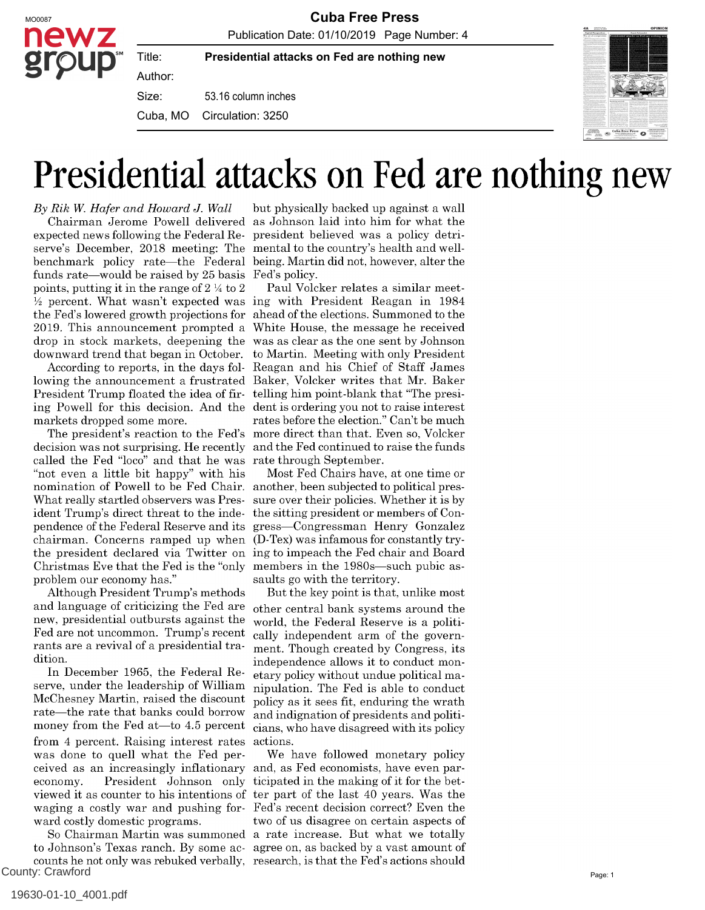# Presidential attacks on Fed are nothing new

*By Rik W. Hafer and Howard J. Wall*

Chairman Jerome Powell delivered expected news following the Federal Reserve's December, 2018 meeting: The benchmark policy rate—the Federal funds rate—would be raised by 25 basis points, putting it in the range of 2 ¼ to 2 ½ percent. What wasn't expected was the Fed's lowered growth projections for 2019. This announcement prompted a drop in stock markets, deepening the downward trend that began in October.

According to reports, in the days following the announcement a frustrated President Trump floated the idea of firing Powell for this decision. And the markets dropped some more.

The president's reaction to the Fed's decision was not surprising. He recently called the Fed "loco" and that he was "not even a little bit happy" with his nomination of Powell to be Fed Chair. What really startled observers was President Trump's direct threat to the independence of the Federal Reserve and its chairman. Concerns ramped up when the president declared via Twitter on Christmas Eve that the Fed is the "only problem our economy has."

Although President Trump's methods and language of criticizing the Fed are new, presidential outbursts against the Fed are not uncommon. Trump's recent rants are a revival of a presidential tradition.

In December 1965, the Federal Reserve, under the leadership of William McChesney Martin, raised the discount rate—the rate that banks could borrow money from the Fed at—to 4.5 percent from 4 percent. Raising interest rates was done to quell what the Fed perceived as an increasingly inflationary economy. President Johnson only viewed it as counter to his intentions of waging a costly war and pushing forward costly domestic programs.

So Chairman Martin was summoned to Johnson's Texas ranch. By some accounts he not only was rebuked verbally, but physically backed up against a wall as Johnson laid into him for what the president believed was a policy detrimental to the country's health and well-being. Martin did not, however, alter the Fed's policy.

Paul Volcker relates a similar meeting with President Reagan in 1984 ahead of the elections. Summoned to the White House, the message he received was as clear as the one sent by Johnson to Martin. Meeting with only President Reagan and his Chief of Staff James Baker, Volcker writes that Mr. Baker telling him point-blank that "The president is ordering you not to raise interest rates before the election." Can't be much more direct than that. Even so, Volcker and the Fed continued to raise the funds rate through September.

Most Fed Chairs have, at one time or another, been subjected to political pressure over their policies. Whether it is by the sitting president or members of Congress—Congressman Henry Gonzalez (D-Tex) was infamous for constantly trying to impeach the Fed chair and Board members in the 1980s—such pubic assaults go with the territory.

But the key point is that, unlike most other central bank systems around the world, the Federal Reserve is a politically independent arm of the government. Though created by Congress, its independence allows it to conduct monetary policy without undue political manipulation. The Fed is able to conduct policy as it sees fit, enduring the wrath and indignation of presidents and politicians, who have disagreed with its policy actions.

We have followed monetary policy and, as Fed economists, have even participated in the making of it for the better part of the last 40 years. Was the Fed's recent decision correct? Even the two of us disagree on certain aspects of a rate increase. But what we totally agree on, as backed by a vast amount of research, is that the Fed's actions should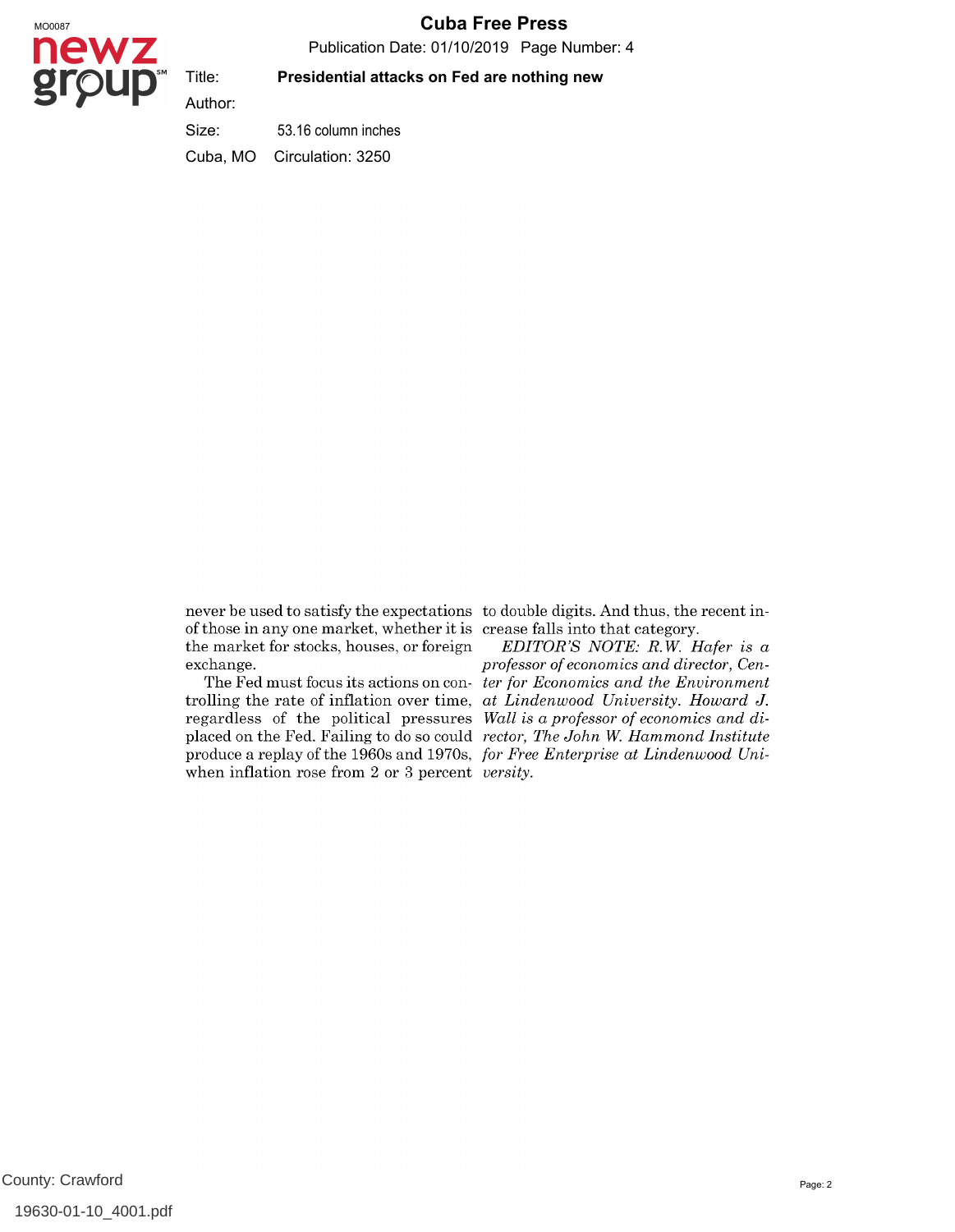never be used to satisfy the expectations of those in any one market, whether it is the market for stocks, houses, or foreign exchange.

The Fed must focus its actions on controlling the rate of inflation over time, regardless of the political pressures placed on the Fed. Failing to do so could produce a replay of the 1960s and 1970s, when inflation rose from 2 or 3 percent to double digits. And thus, the recent increase falls into that category.

*EDITOR'S NOTE: R.W. Hafer is a professor of economics and director, Center for Economics and the Environment at Lindenwood University. Howard J. Wall is a professor of economics and director, The John W. Hammond Institute for Free Enterprise at Lindenwood University.*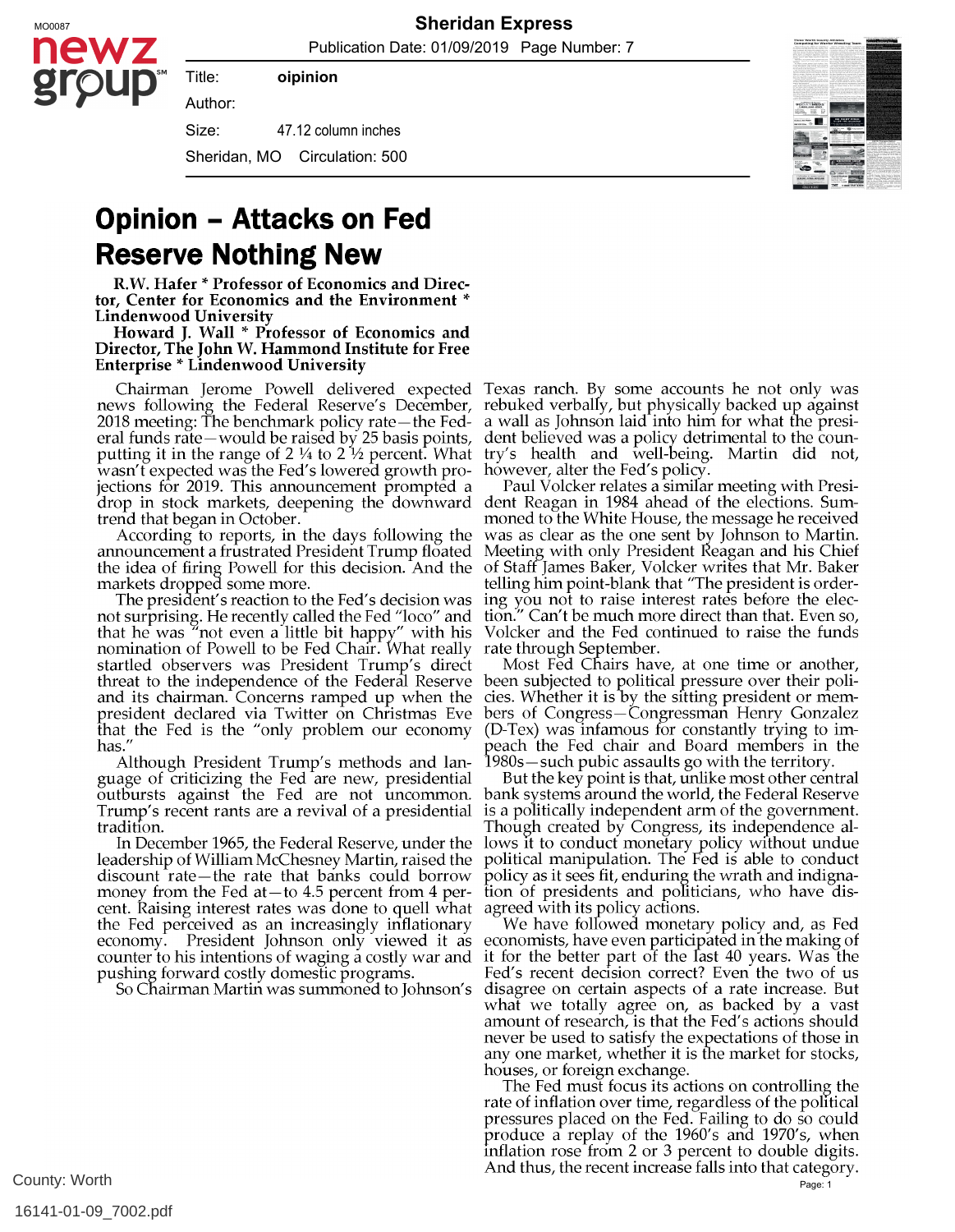# Opinion – Attacks on Fed Reserve Nothing New

**R.W. Hafer * Professor of Economics and Director, Center for Economics and the Environment * Lindenwood University**

**Howard J. Wall * Professor of Economics and Director, The John W. Hammond Institute for Free Enterprise * Lindenwood University**

Chairman Jerome Powell delivered expected news following the Federal Reserve's December, 2018 meeting: The benchmark policy rate—the Federal funds rate—would be raised by 25 basis points, putting it in the range of 2 ¼ to 2 ½ percent. What wasn't expected was the Fed's lowered growth projections for 2019. This announcement prompted a drop in stock markets, deepening the downward trend that began in October.

According to reports, in the days following the announcement a frustrated President Trump floated the idea of firing Powell for this decision. And the markets dropped some more.

The president's reaction to the Fed's decision was not surprising. He recently called the Fed "loco" and that he was "not even a little bit happy" with his nomination of Powell to be Fed Chair. What really startled observers was President Trump's direct threat to the independence of the Federal Reserve and its chairman. Concerns ramped up when the president declared via Twitter on Christmas Eve that the Fed is the "only problem our economy has."

Although President Trump's methods and language of criticizing the Fed are new, presidential outbursts against the Fed are not uncommon. Trump's recent rants are a revival of a presidential tradition.

In December 1965, the Federal Reserve, under the leadership of William McChesney Martin, raised the discount rate—the rate that banks could borrow money from the Fed at—to 4.5 percent from 4 percent. Raising interest rates was done to quell what the Fed perceived as an increasingly inflationary economy. President Johnson only viewed it as counter to his intentions of waging a costly war and pushing forward costly domestic programs.

So Chairman Martin was summoned to Johnson's Texas ranch. By some accounts he not only was rebuked verbally, but physically backed up against a wall as Johnson laid into him for what the president believed was a policy detrimental to the country's health and well-being. Martin did not, however, alter the Fed's policy.

Paul Volcker relates a similar meeting with President Reagan in 1984 ahead of the elections. Summoned to the White House, the message he received was as clear as the one sent by Johnson to Martin. Meeting with only President Reagan and his Chief of Staff James Baker, Volcker writes that Mr. Baker telling him point-blank that "The president is ordering you not to raise interest rates before the election." Can't be much more direct than that. Even so, Volcker and the Fed continued to raise the funds rate through September.

Most Fed Chairs have, at one time or another, been subjected to political pressure over their policies. Whether it is by the sitting president or members of Congress—Congressman Henry Gonzalez (D-Tex) was infamous for constantly trying to impeach the Fed chair and Board members in the 1980s—such pubic assaults go with the territory.

But the key point is that, unlike most other central bank systems around the world, the Federal Reserve is a politically independent arm of the government. Though created by Congress, its independence allows it to conduct monetary policy without undue political manipulation. The Fed is able to conduct policy as it sees fit, enduring the wrath and indignation of presidents and politicians, who have disagreed with its policy actions.

We have followed monetary policy and, as Fed economists, have even participated in the making of it for the better part of the last 40 years. Was the Fed's recent decision correct? Even the two of us disagree on certain aspects of a rate increase. But what we totally agree on, as backed by a vast amount of research, is that the Fed's actions should never be used to satisfy the expectations of those in any one market, whether it is the market for stocks, houses, or foreign exchange.

The Fed must focus its actions on controlling the rate of inflation over time, regardless of the political pressures placed on the Fed. Failing to do so could produce a replay of the 1960's and 1970's, when inflation rose from 2 or 3 percent to double digits. And thus, the recent increase falls into that category.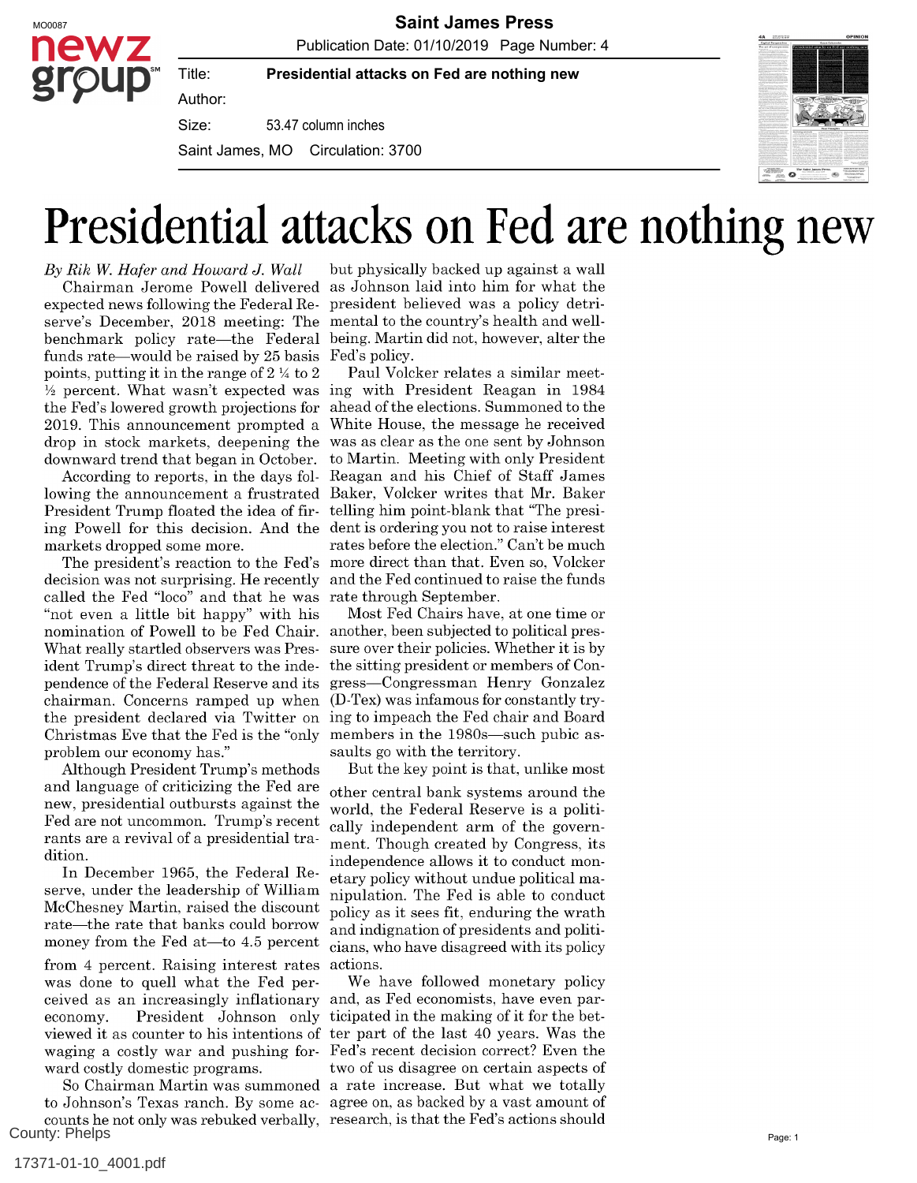# Presidential attacks on Fed are nothing new

*By Rik W. Hafer and Howard J. Wall*

Chairman Jerome Powell delivered expected news following the Federal Reserve's December, 2018 meeting: The benchmark policy rate—the Federal funds rate—would be raised by 25 basis points, putting it in the range of 2 ¼ to 2 ½ percent. What wasn't expected was the Fed's lowered growth projections for 2019. This announcement prompted a drop in stock markets, deepening the downward trend that began in October.

According to reports, in the days following the announcement a frustrated President Trump floated the idea of firing Powell for this decision. And the markets dropped some more.

The president's reaction to the Fed's decision was not surprising. He recently called the Fed "loco" and that he was "not even a little bit happy" with his nomination of Powell to be Fed Chair. What really startled observers was President Trump's direct threat to the independence of the Federal Reserve and its chairman. Concerns ramped up when the president declared via Twitter on Christmas Eve that the Fed is the "only problem our economy has."

Although President Trump's methods and language of criticizing the Fed are new, presidential outbursts against the Fed are not uncommon. Trump's recent rants are a revival of a presidential tradition.

In December 1965, the Federal Reserve, under the leadership of William McChesney Martin, raised the discount rate—the rate that banks could borrow money from the Fed at—to 4.5 percent from 4 percent. Raising interest rates was done to quell what the Fed perceived as an increasingly inflationary economy. President Johnson only viewed it as counter to his intentions of waging a costly war and pushing forward costly domestic programs.

So Chairman Martin was summoned to Johnson's Texas ranch. By some accounts he not only was rebuked verbally, but physically backed up against a wall as Johnson laid into him for what the president believed was a policy detrimental to the country's health and well-being. Martin did not, however, alter the Fed's policy.

Paul Volcker relates a similar meeting with President Reagan in 1984 ahead of the elections. Summoned to the White House, the message he received was as clear as the one sent by Johnson to Martin. Meeting with only President Reagan and his Chief of Staff James Baker, Volcker writes that Mr. Baker telling him point-blank that "The president is ordering you not to raise interest rates before the election." Can't be much more direct than that. Even so, Volcker and the Fed continued to raise the funds rate through September.

Most Fed Chairs have, at one time or another, been subjected to political pressure over their policies. Whether it is by the sitting president or members of Congress—Congressman Henry Gonzalez (D-Tex) was infamous for constantly trying to impeach the Fed chair and Board members in the 1980s—such pubic assaults go with the territory.

But the key point is that, unlike most other central bank systems around the world, the Federal Reserve is a politically independent arm of the government. Though created by Congress, its independence allows it to conduct monetary policy without undue political manipulation. The Fed is able to conduct policy as it sees fit, enduring the wrath and indignation of presidents and politicians, who have disagreed with its policy actions.

We have followed monetary policy and, as Fed economists, have even participated in the making of it for the better part of the last 40 years. Was the Fed's recent decision correct? Even the two of us disagree on certain aspects of a rate increase. But what we totally agree on, as backed by a vast amount of research, is that the Fed's actions should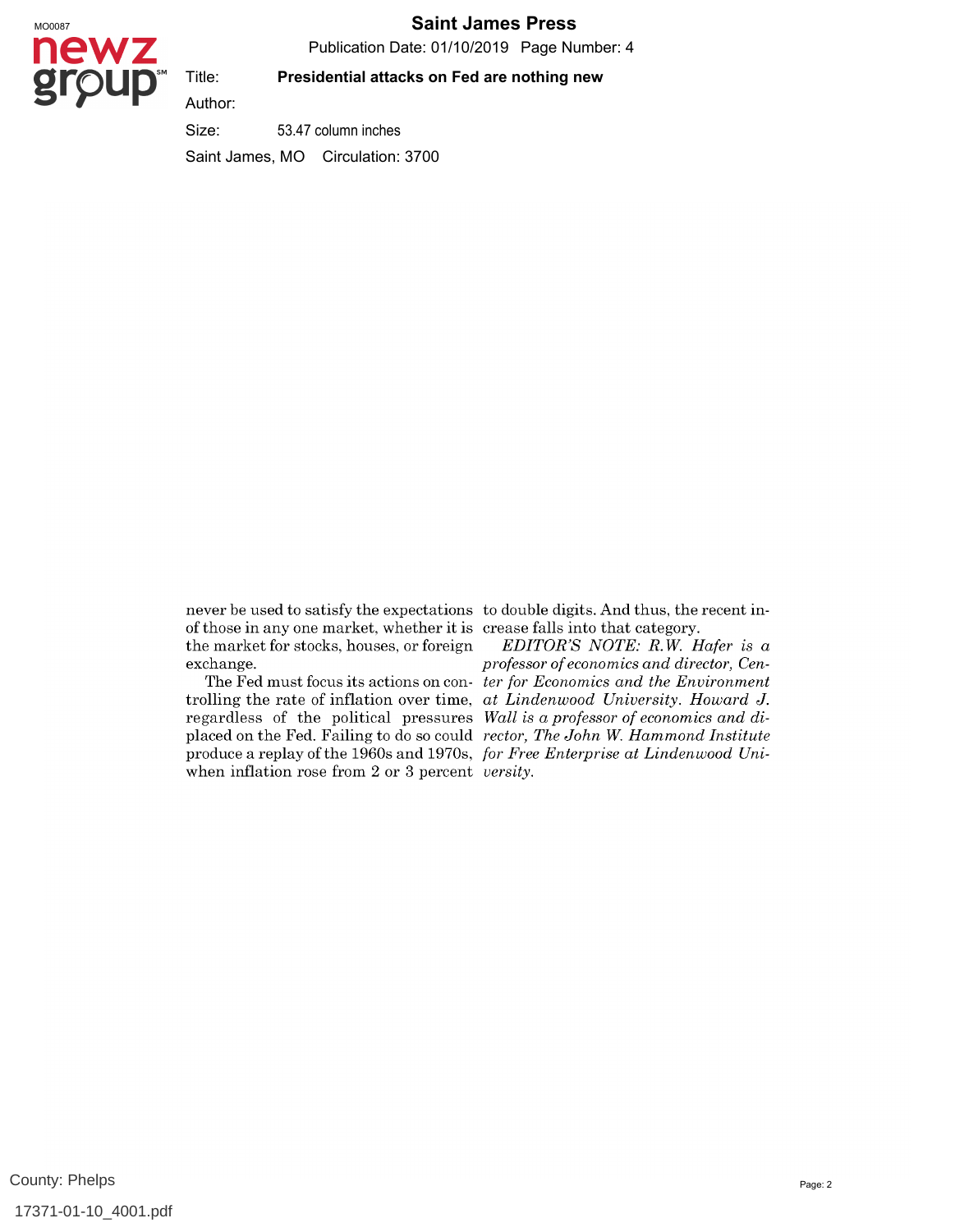never be used to satisfy the expectations of those in any one market, whether it is the market for stocks, houses, or foreign exchange.

The Fed must focus its actions on controlling the rate of inflation over time, regardless of the political pressures placed on the Fed. Failing to do so could produce a replay of the 1960s and 1970s, when inflation rose from 2 or 3 percent to double digits. And thus, the recent increase falls into that category.

*EDITOR'S NOTE: R.W. Hafer is a professor of economics and director, Center for Economics and the Environment at Lindenwood University. Howard J. Wall is a professor of economics and director, The John W. Hammond Institute for Free Enterprise at Lindenwood University.*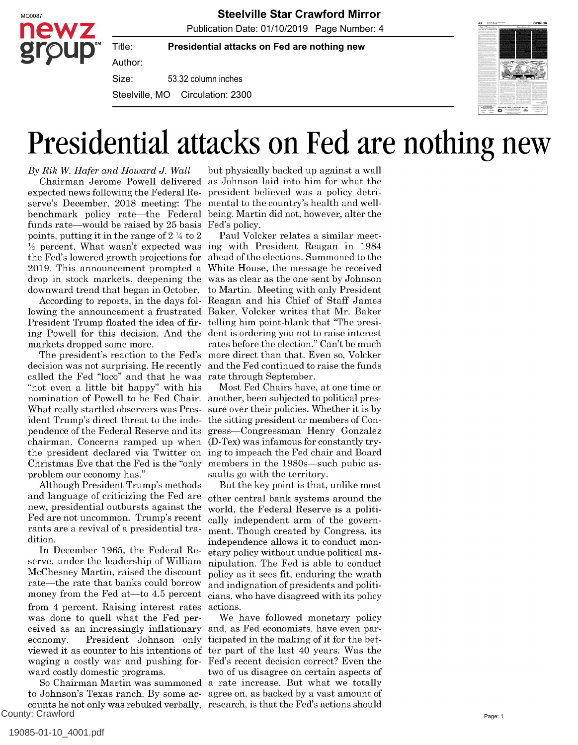# Presidential attacks on Fed are nothing new

*By Rik W. Hafer and Howard J. Wall*

Chairman Jerome Powell delivered expected news following the Federal Reserve's December, 2018 meeting: The benchmark policy rate—the Federal funds rate—would be raised by 25 basis points, putting it in the range of 2 ¼ to 2 ½ percent. What wasn't expected was the Fed's lowered growth projections for 2019. This announcement prompted a drop in stock markets, deepening the downward trend that began in October.

According to reports, in the days following the announcement a frustrated President Trump floated the idea of firing Powell for this decision. And the markets dropped some more.

The president's reaction to the Fed's decision was not surprising. He recently called the Fed "loco" and that he was "not even a little bit happy" with his nomination of Powell to be Fed Chair. What really startled observers was President Trump's direct threat to the independence of the Federal Reserve and its chairman. Concerns ramped up when the president declared via Twitter on Christmas Eve that the Fed is the "only problem our economy has."

Although President Trump's methods and language of criticizing the Fed are new, presidential outbursts against the Fed are not uncommon. Trump's recent rants are a revival of a presidential tradition.

In December 1965, the Federal Reserve, under the leadership of William McChesney Martin, raised the discount rate—the rate that banks could borrow money from the Fed at—to 4.5 percent from 4 percent. Raising interest rates was done to quell what the Fed perceived as an increasingly inflationary economy. President Johnson only viewed it as counter to his intentions of waging a costly war and pushing forward costly domestic programs.

So Chairman Martin was summoned to Johnson's Texas ranch. By some accounts he not only was rebuked verbally, but physically backed up against a wall as Johnson laid into him for what the president believed was a policy detrimental to the country's health and well-being. Martin did not, however, alter the Fed's policy.

Paul Volcker relates a similar meeting with President Reagan in 1984 ahead of the elections. Summoned to the White House, the message he received was as clear as the one sent by Johnson to Martin. Meeting with only President Reagan and his Chief of Staff James Baker, Volcker writes that Mr. Baker telling him point-blank that "The president is ordering you not to raise interest rates before the election." Can't be much more direct than that. Even so, Volcker and the Fed continued to raise the funds rate through September.

Most Fed Chairs have, at one time or another, been subjected to political pressure over their policies. Whether it is by the sitting president or members of Congress—Congressman Henry Gonzalez (D-Tex) was infamous for constantly trying to impeach the Fed chair and Board members in the 1980s—such pubic assaults go with the territory.

But the key point is that, unlike most other central bank systems around the world, the Federal Reserve is a politically independent arm of the government. Though created by Congress, its independence allows it to conduct monetary policy without undue political manipulation. The Fed is able to conduct policy as it sees fit, enduring the wrath and indignation of presidents and politicians, who have disagreed with its policy actions.

We have followed monetary policy and, as Fed economists, have even participated in the making of it for the better part of the last 40 years. Was the Fed's recent decision correct? Even the two of us disagree on certain aspects of a rate increase. But what we totally agree on, as backed by a vast amount of research, is that the Fed's actions should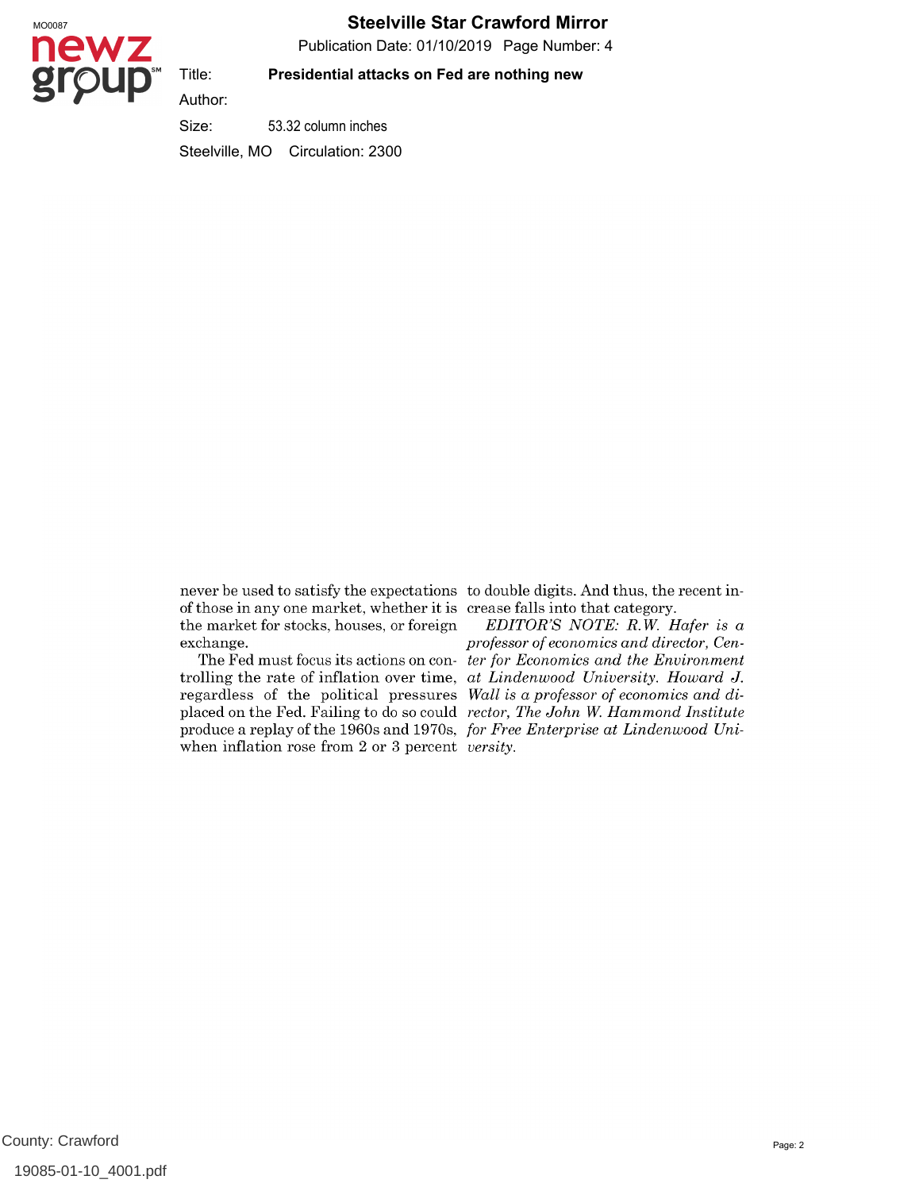never be used to satisfy the expectations of those in any one market, whether it is the market for stocks, houses, or foreign exchange.

The Fed must focus its actions on controlling the rate of inflation over time, regardless of the political pressures placed on the Fed. Failing to do so could produce a replay of the 1960s and 1970s, when inflation rose from 2 or 3 percent to double digits. And thus, the recent increase falls into that category.

*EDITOR'S NOTE: R.W. Hafer is a professor of economics and director, Center for Economics and the Environment at Lindenwood University. Howard J. Wall is a professor of economics and director, The John W. Hammond Institute for Free Enterprise at Lindenwood University.*